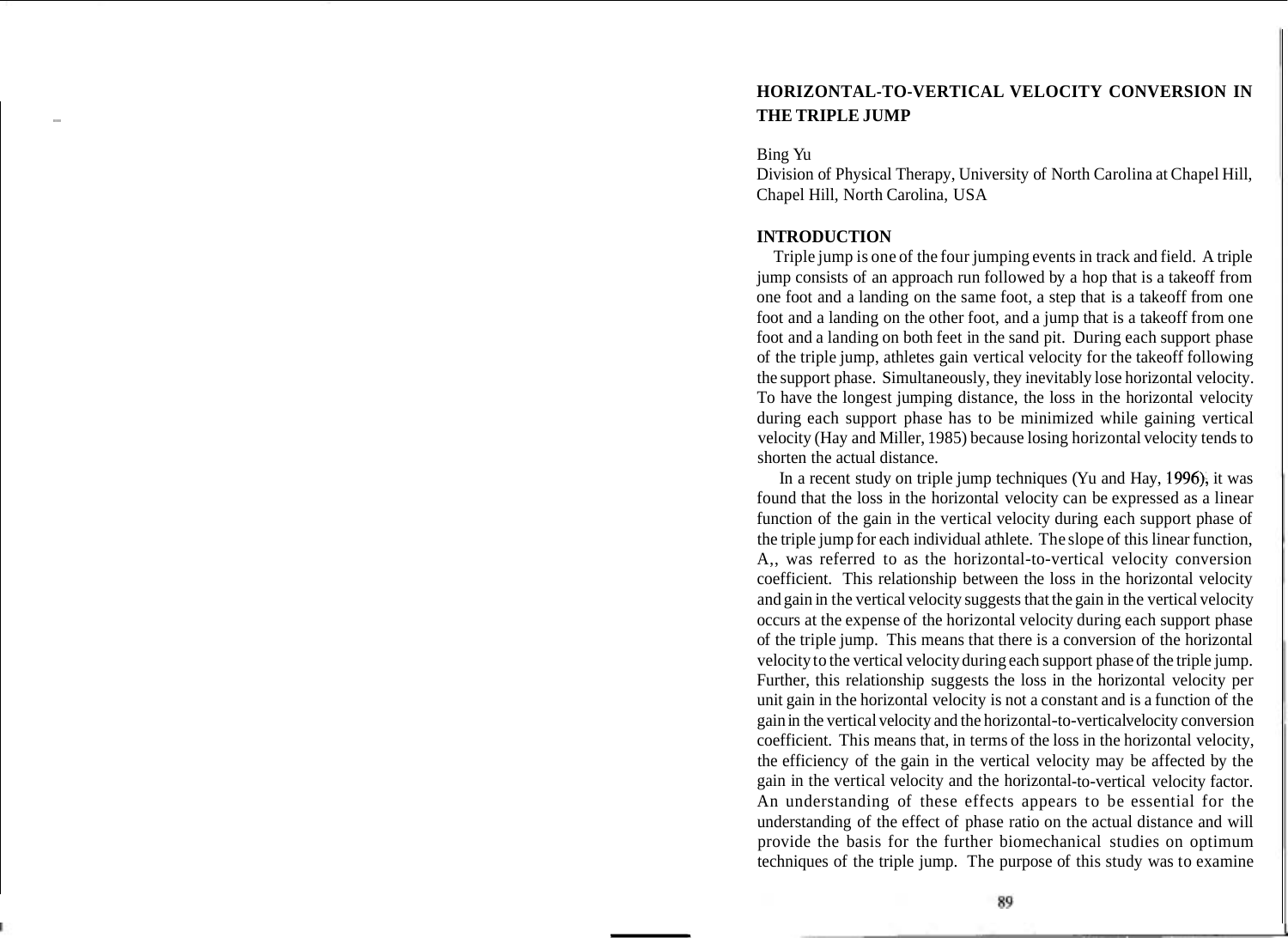# HORIZONTAL-TO-VERTICAL VELOCITY CONVERSION IN THE TRIPLE JUMP

Bing Yu

Division of Physical Therapy, University of North Carolina at Chapel Hill, Chapel Hill, North Carolina, USA

## INTRODUCTION

Triple jump is one of the four jumping events in track and field. A triple jump consists of an approach run followed by a hop that is a takeoff from one foot and a landing on the same foot, a step that is a takeoff from one foot and a landing on the other foot, and a jump that is a takeoff from one foot and a landing on both feet in the sand pit. During each support phase of the triple jump, athletes gain vertical velocity for the takeoff following the support phase. Simultaneously, they inevitably lose horizontal velocity. To have the longest jumping distance, the loss in the horizontal velocity during each support phase has to be minimized while gaining vertical velocity (Hay and Miller, 1985) because losing horizontal velocity tends to shorten the actual distance.

In a recent study on triple jump techniques (Yu and Hay, 1996), it was found that the loss in the horizontal velocity can be expressed as a linear function of the gain in the vertical velocity during each support phase of the triple jump for each individual athlete. The slope of this linear function, A,, was referred to as the horizontal-to-vertical velocity conversion coefficient. This relationship between the loss in the horizontal velocity and gain in the vertical velocity suggests that the gain in the vertical velocity occurs at the expense of the horizontal velocity during each support phase of the triple jump. This means that there is a conversion of the horizontal velocity to the vertical velocity during each support phase of the triple jump. Further, this relationship suggests the loss in the horizontal velocity per unit gain in the horizontal velocity is not a constant and is a function of the gain in the vertical velocity and the horizontal-to-verticalvelocity conversion coefficient. This means that, in terms of the loss in the horizontal velocity, the efficiency of the gain in the vertical velocity may be affected by the gain in the vertical velocity and the horizontal-to-vertical velocity factor. An understanding of these effects appears to be essential for the understanding of the effect of phase ratio on the actual distance and will provide the basis for the further biomechanical studies on optimum techniques of the triple jump. The purpose of this study was to examine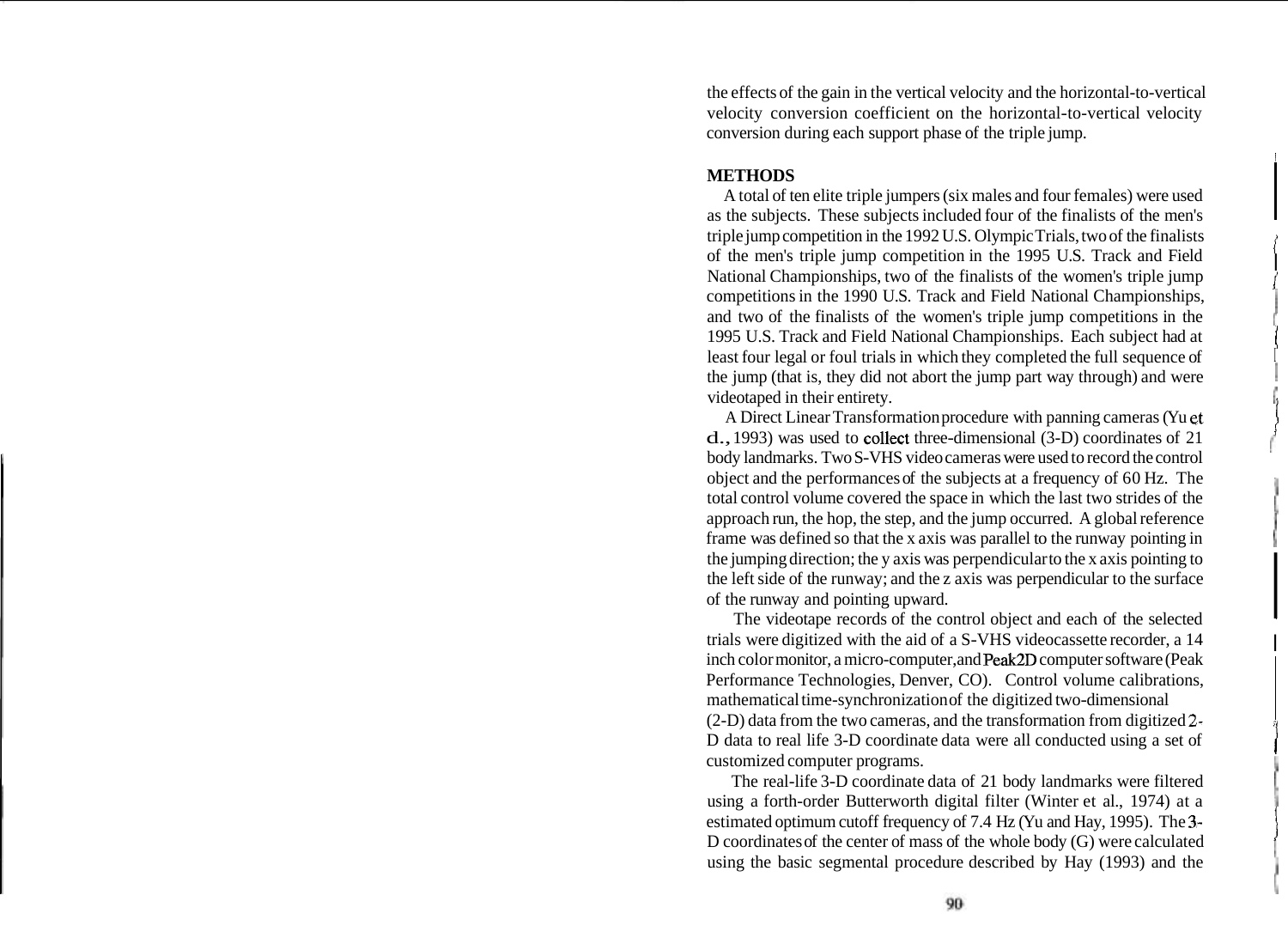the effects of the gain in the vertical velocity and the horizontal-to-vertical velocity conversion coefficient on the horizontal-to-vertical velocity conversion during each support phase of the triple jump.

## METHODS

A total of ten elite triple jumpers (six males and four females) were used as the subjects. These subjects included four of the finalists of the men's triple jump competition in the 1992 U.S. Olympic Trials, two of the finalists of the men's triple jump competition in the 1995 U.S. Track and Field National Championships, two of the finalists of the women's triple jump competitions in the 1990 U.S. Track and Field National Championships, and two of the finalists of the women's triple jump competitions in the 1995 U.S. Track and Field National Championships. Each subject had at least four legal or foul trials in which they completed the full sequence of the jump (that is, they did not abort the jump part way through) and were videotaped in their entirety.

A Direct Linear Transformation procedure with panning cameras (Yu et al., 1993) was used to collect three-dimensional (3-D) coordinates of 21 body landmarks. Two S-VHS video cameras were used to record the control object and the performances of the subjects at a frequency of 60 Hz. The total control volume covered the space in which the last two strides of the approach run, the hop, the step, and the jump occurred. A global reference frame was defined so that the x axis was parallel to the runway pointing in the jumping direction; the y axis was perpendicular to the x axis pointing to the left side of the runway; and the z axis was perpendicular to the surface of the runway and pointing upward.

The videotape records of the control object and each of the selected trials were digitized with the aid of a S-VHS videocassette recorder, a 14 inch color monitor, a micro-computer, and Peak2D computer software (Peak Performance Technologies, Denver, CO). Control volume calibrations, mathematical time-synchronization of the digitized two-dimensional (2-D) data from the two cameras, and the transformation from digitized 2-D data to real life 3-D coordinate data were all conducted using a set of customized computer programs.

The real-life 3-D coordinate data of 21 body landmarks were filtered using a forth-order Butterworth digital filter (Winter et al., 1974) at a estimated optimum cutoff frequency of 7.4 Hz (Yu and Hay, 1995). The 3-D coordinates of the center of mass of the whole body (G) were calculated using the basic segmental procedure described by Hay (1993) and the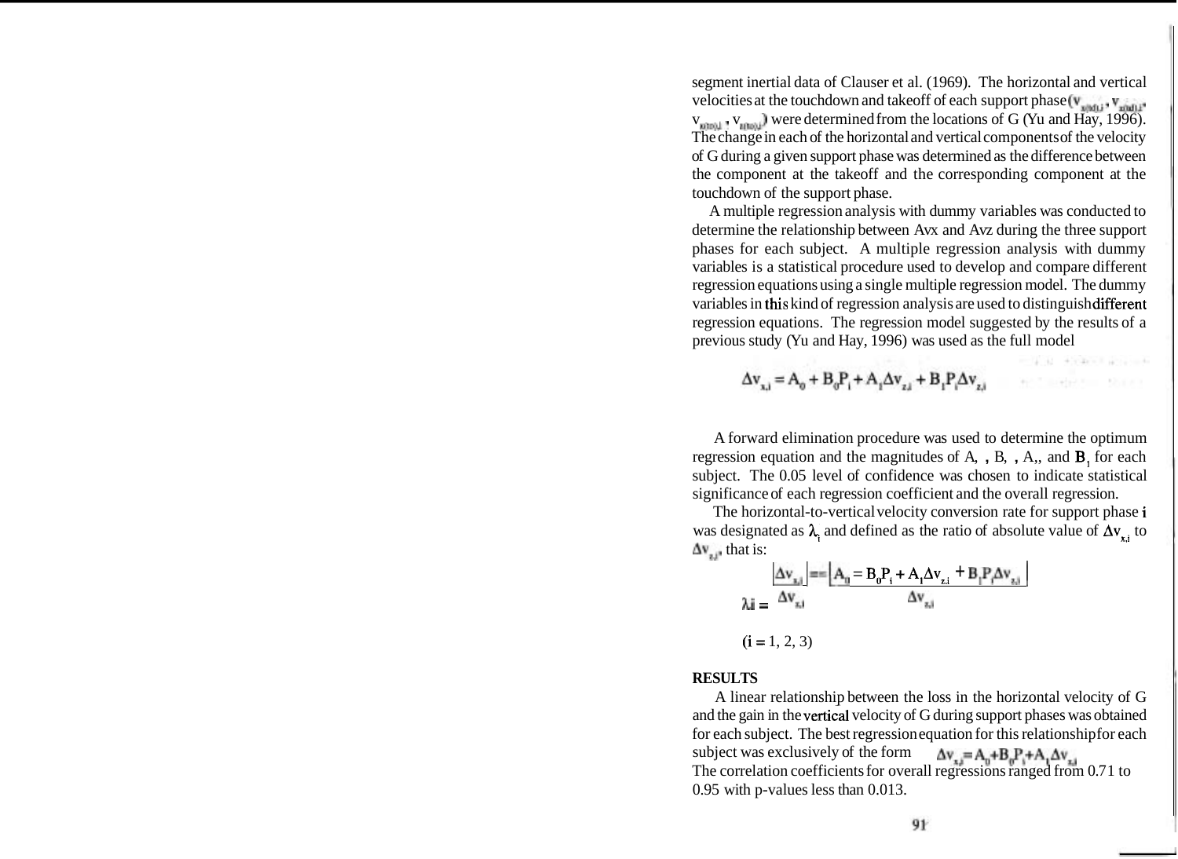segment inertial data of Clauser et al. (1969). The horizontal and vertical velocities at the touchdown and takeoff of each support phase ($v_{x(td),i}$, $v_{z(td),i}$, $v_{x(to),i}$, $v_{z(to),i}$) were determined from the locations of G (Yu and Hay, 1996). The change in each of the horizontal and vertical components of the velocity of G during a given support phase was determined as the difference between the component at the takeoff and the corresponding component at the touchdown of the support phase.

A multiple regression analysis with dummy variables was conducted to determine the relationship between Avx and Avz during the three support phases for each subject. A multiple regression analysis with dummy variables is a statistical procedure used to develop and compare different regression equations using a single multiple regression model. The dummy variables in this kind of regression analysis are used to distinguish different regression equations. The regression model suggested by the results of a previous study (Yu and Hay, 1996) was used as the full model

$$\Delta v_{x,i} = A_0 + B_0 P_i + A_1 \Delta v_{z,i} + B_1 P_i \Delta v_{z,i}$$

A forward elimination procedure was used to determine the optimum regression equation and the magnitudes of A, , B, , A,, and $B_1$ for each subject. The 0.05 level of confidence was chosen to indicate statistical significance of each regression coefficient and the overall regression.

The horizontal-to-vertical velocity conversion rate for support phase i was designated as $\lambda_i$ and defined as the ratio of absolute value of $\Delta v_{x,i}$ to $\Delta v_{z,i}$, that is:

$$\lambda i = \frac{|\Delta v_{x,i}|}{\Delta v_{z,i}} = \frac{|A_0 = B_0 P_i + A_1 \Delta v_{z,i} + B_1 P_i \Delta v_{z,i}|}{\Delta v_{z,i}}$$

$(i = 1, 2, 3)$

**RESULTS**

A linear relationship between the loss in the horizontal velocity of G and the gain in the vertical velocity of G during support phases was obtained for each subject. The best regression equation for this relationship for each subject was exclusively of the form $\Delta v_{x,i} = A_0 + B_0 P_i + A_1 \Delta v_{z,i}$
The correlation coefficients for overall regressions ranged from 0.71 to 0.95 with p-values less than 0.013.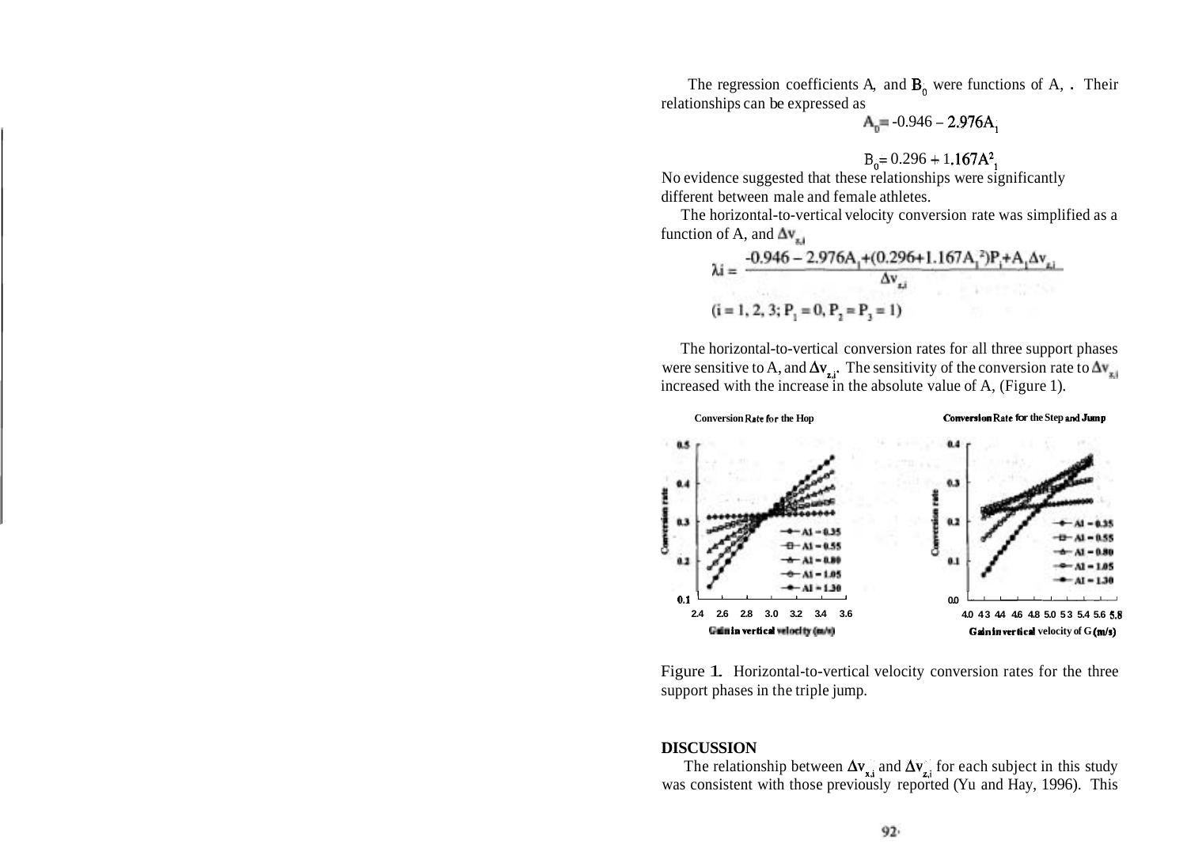The regression coefficients $A_0$ and $B_0$ were functions of $A_1$. Their relationships can be expressed as

$$A_0 = -0.946 - 2.976A_1$$

$$B_0 = 0.296 + 1.167A_1^2$$

No evidence suggested that these relationships were significantly different between male and female athletes.

The horizontal-to-vertical velocity conversion rate was simplified as a function of $A_1$ and $\Delta v_{z,i}$

$$\lambda i = \frac{-0.946 - 2.976A_1 + (0.296 + 1.167A_1^2)P_i + A_1\Delta v_{z,i}}{\Delta v_{z,i}}$$

$$(i = 1, 2, 3; P_1 = 0, P_2 = P_3 = 1)$$

The horizontal-to-vertical conversion rates for all three support phases were sensitive to $A_1$ and $\Delta v_{z,i}$. The sensitivity of the conversion rate to $\Delta v_{z,i}$ increased with the increase in the absolute value of $A_1$ (Figure 1).

Figure 1. Horizontal-to-vertical velocity conversion rates for the three support phases in the triple jump.

## DISCUSSION

The relationship between $\Delta v_{x,i}$ and $\Delta v_{z,i}$ for each subject in this study was consistent with those previously reported (Yu and Hay, 1996). This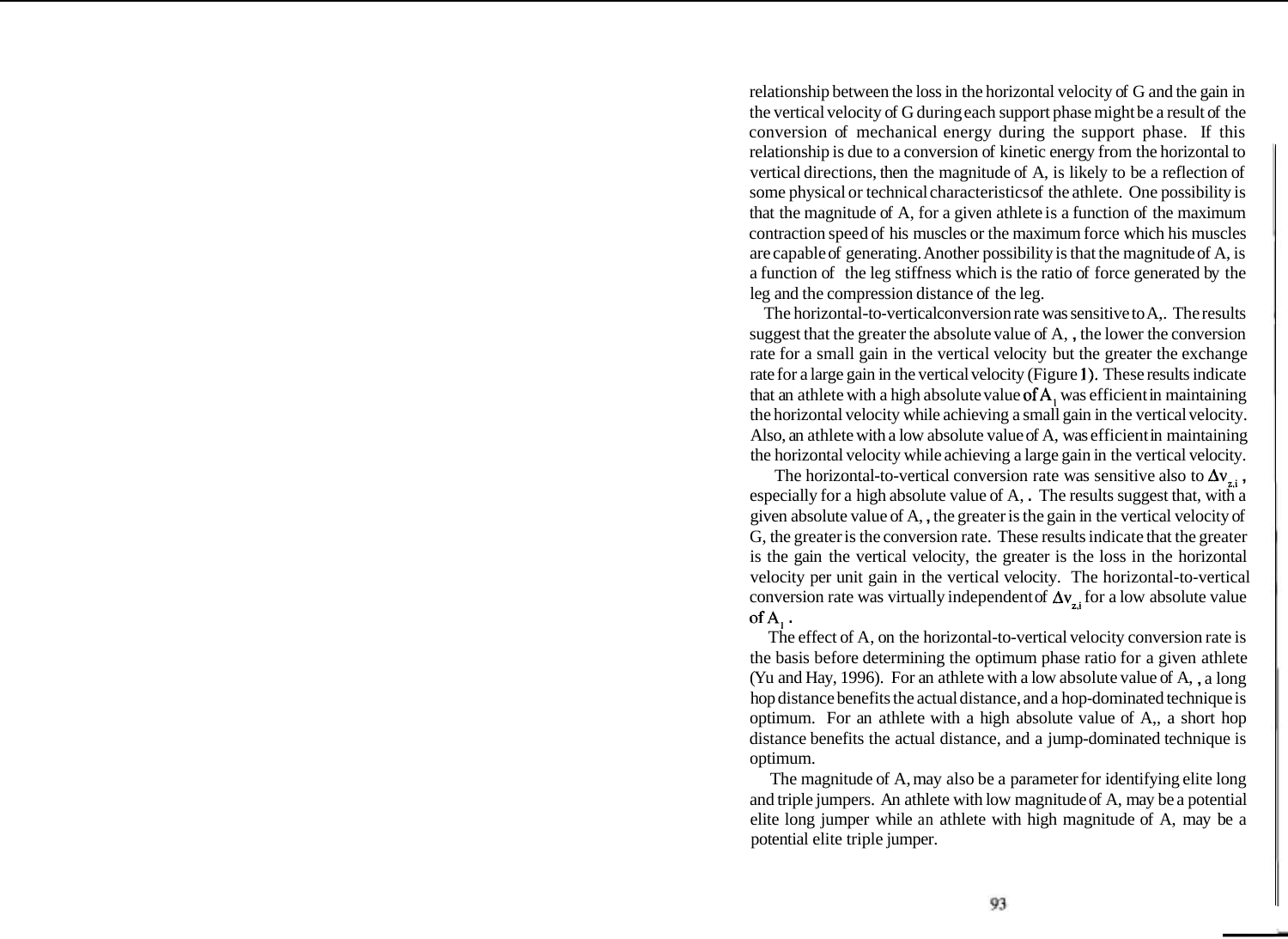relationship between the loss in the horizontal velocity of G and the gain in the vertical velocity of G during each support phase might be a result of the conversion of mechanical energy during the support phase. If this relationship is due to a conversion of kinetic energy from the horizontal to vertical directions, then the magnitude of $A_1$ is likely to be a reflection of some physical or technical characteristics of the athlete. One possibility is that the magnitude of $A_1$ for a given athlete is a function of the maximum contraction speed of his muscles or the maximum force which his muscles are capable of generating. Another possibility is that the magnitude of $A_1$ is a function of the leg stiffness which is the ratio of force generated by the leg and the compression distance of the leg.

The horizontal-to-vertical conversion rate was sensitive to $A_1$. The results suggest that the greater the absolute value of $A_1$, the lower the conversion rate for a small gain in the vertical velocity but the greater the exchange rate for a large gain in the vertical velocity (Figure 1). These results indicate that an athlete with a high absolute value of $A_1$ was efficient in maintaining the horizontal velocity while achieving a small gain in the vertical velocity. Also, an athlete with a low absolute value of $A_1$ was efficient in maintaining the horizontal velocity while achieving a large gain in the vertical velocity.

The horizontal-to-vertical conversion rate was sensitive also to $\Delta v_{z,i}$, especially for a high absolute value of $A_1$. The results suggest that, with a given absolute value of $A_1$, the greater is the gain in the vertical velocity of G, the greater is the conversion rate. These results indicate that the greater is the gain the vertical velocity, the greater is the loss in the horizontal velocity per unit gain in the vertical velocity. The horizontal-to-vertical conversion rate was virtually independent of $\Delta v_{z,i}$ for a low absolute value of $A_1$.

The effect of $A_1$ on the horizontal-to-vertical velocity conversion rate is the basis before determining the optimum phase ratio for a given athlete (Yu and Hay, 1996). For an athlete with a low absolute value of $A_1$, a long hop distance benefits the actual distance, and a hop-dominated technique is optimum. For an athlete with a high absolute value of $A_1$, a short hop distance benefits the actual distance, and a jump-dominated technique is optimum.

The magnitude of $A_1$ may also be a parameter for identifying elite long and triple jumpers. An athlete with low magnitude of $A_1$ may be a potential elite long jumper while an athlete with high magnitude of $A_1$ may be a potential elite triple jumper.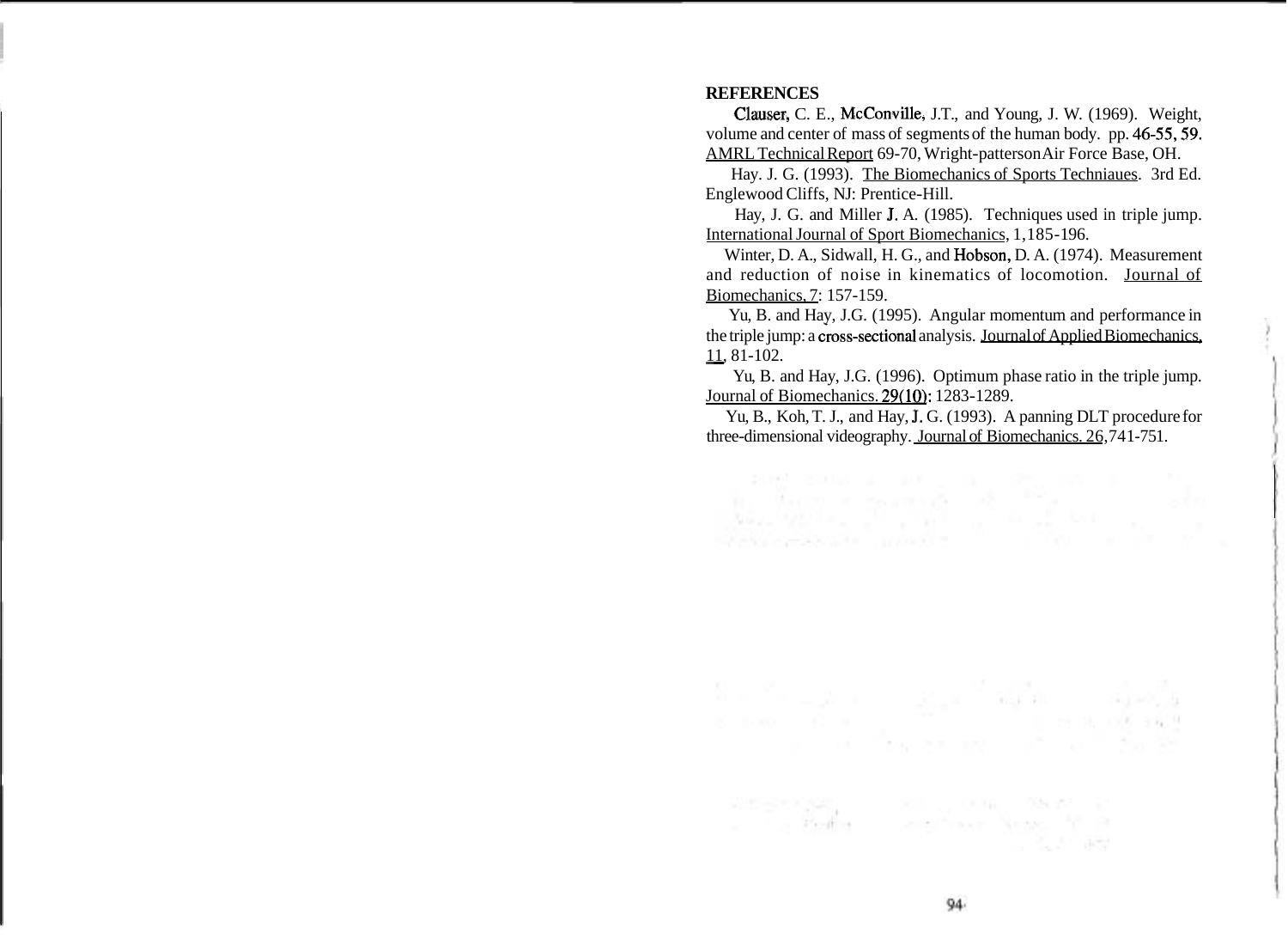**REFERENCES**

Clauser, C. E., McConville, J.T., and Young, J. W. (1969). Weight, volume and center of mass of segments of the human body. pp. 46-55, 59. AMRL Technical Report 69-70, Wright-patterson Air Force Base, OH.

Hay. J. G. (1993). The Biomechanics of Sports Techniaues. 3rd Ed. Englewood Cliffs, NJ: Prentice-Hill.

Hay, J. G. and Miller J. A. (1985). Techniques used in triple jump. International Journal of Sport Biomechanics, 1,185-196.

Winter, D. A., Sidwall, H. G., and Hobson, D. A. (1974). Measurement and reduction of noise in kinematics of locomotion. Journal of Biomechanics, 7: 157-159.

Yu, B. and Hay, J.G. (1995). Angular momentum and performance in the triple jump: a cross-sectional analysis. Journal of Applied Biomechanics, 11, 81-102.

Yu, B. and Hay, J.G. (1996). Optimum phase ratio in the triple jump. Journal of Biomechanics. 29(10): 1283-1289.

Yu, B., Koh, T. J., and Hay, J. G. (1993). A panning DLT procedure for three-dimensional videography. Journal of Biomechanics. 26,741-751.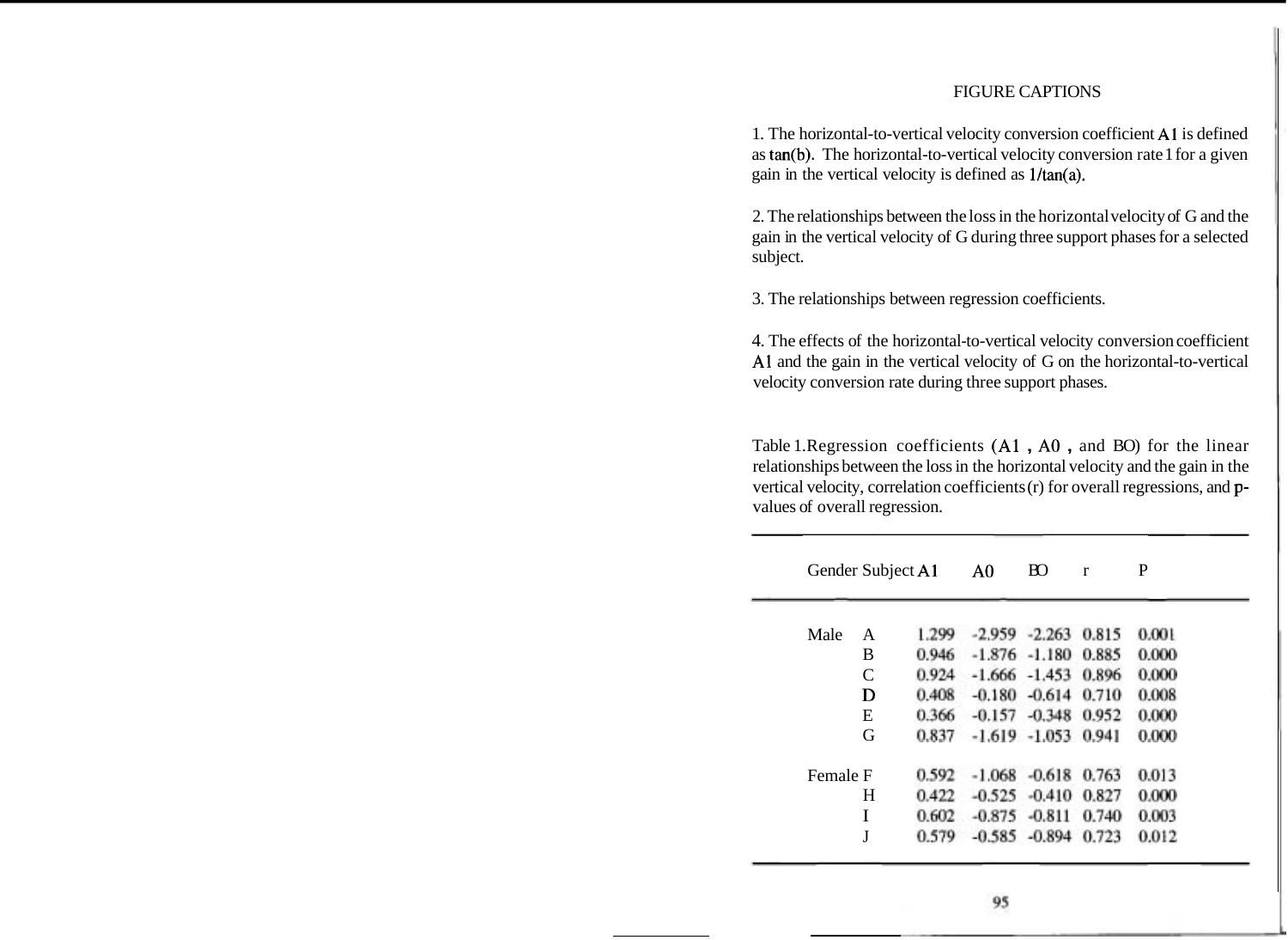## FIGURE CAPTIONS

1. The horizontal-to-vertical velocity conversion coefficient A1 is defined as tan(b). The horizontal-to-vertical velocity conversion rate 1 for a given gain in the vertical velocity is defined as 1/tan(a).

2. The relationships between the loss in the horizontal velocity of G and the gain in the vertical velocity of G during three support phases for a selected subject.

3. The relationships between regression coefficients.

4. The effects of the horizontal-to-vertical velocity conversion coefficient A1 and the gain in the vertical velocity of G on the horizontal-to-vertical velocity conversion rate during three support phases.

Table 1. Regression coefficients (A1, A0, and B0) for the linear relationships between the loss in the horizontal velocity and the gain in the vertical velocity, correlation coefficients (r) for overall regressions, and p-values of overall regression.

| Gender | Subject | A1 | A0 | B0 | r | P |
|---|---|---|---|---|---|---|
| Male | A | 1.299 | -2.959 | -2.263 | 0.815 | 0.001 |
| | B | 0.946 | -1.876 | -1.180 | 0.885 | 0.000 |
| | C | 0.924 | -1.666 | -1.453 | 0.896 | 0.000 |
| | D | 0.408 | -0.180 | -0.614 | 0.710 | 0.008 |
| | E | 0.366 | -0.157 | -0.348 | 0.952 | 0.000 |
| | G | 0.837 | -1.619 | -1.053 | 0.941 | 0.000 |
| Female | F | 0.592 | -1.068 | -0.618 | 0.763 | 0.013 |
| | H | 0.422 | -0.525 | -0.410 | 0.827 | 0.000 |
| | I | 0.602 | -0.875 | -0.811 | 0.740 | 0.003 |
| | J | 0.579 | -0.585 | -0.894 | 0.723 | 0.012 |